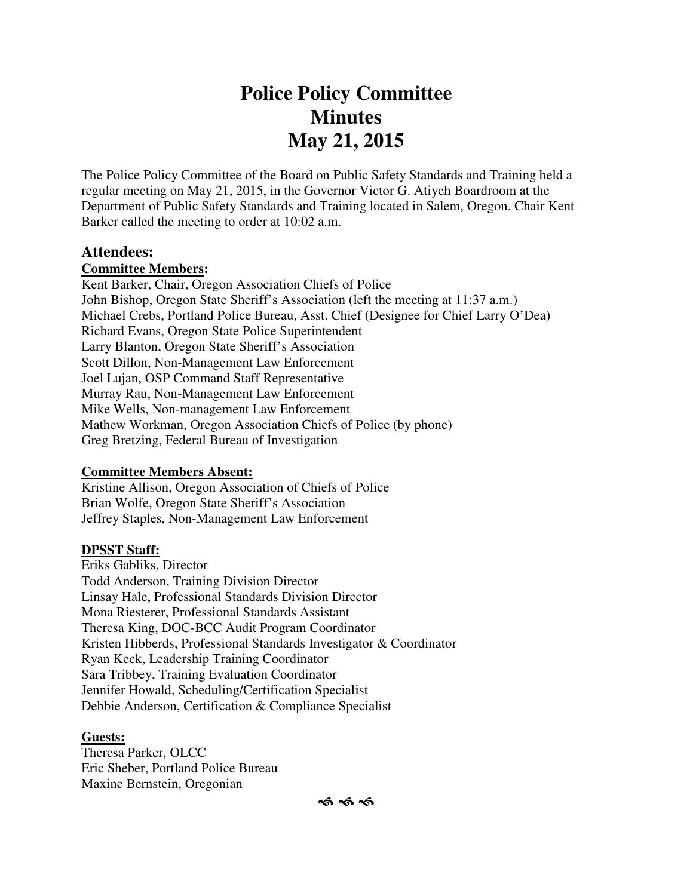# Police Policy Committee
# Minutes
# May 21, 2015

The Police Policy Committee of the Board on Public Safety Standards and Training held a regular meeting on May 21, 2015, in the Governor Victor G. Atiyeh Boardroom at the Department of Public Safety Standards and Training located in Salem, Oregon. Chair Kent Barker called the meeting to order at 10:02 a.m.

## Attendees:

**Committee Members:**

Kent Barker, Chair, Oregon Association Chiefs of Police
John Bishop, Oregon State Sheriff's Association (left the meeting at 11:37 a.m.)
Michael Crebs, Portland Police Bureau, Asst. Chief (Designee for Chief Larry O'Dea)
Richard Evans, Oregon State Police Superintendent
Larry Blanton, Oregon State Sheriff's Association
Scott Dillon, Non-Management Law Enforcement
Joel Lujan, OSP Command Staff Representative
Murray Rau, Non-Management Law Enforcement
Mike Wells, Non-management Law Enforcement
Mathew Workman, Oregon Association Chiefs of Police (by phone)
Greg Bretzing, Federal Bureau of Investigation

**Committee Members Absent:**

Kristine Allison, Oregon Association of Chiefs of Police
Brian Wolfe, Oregon State Sheriff's Association
Jeffrey Staples, Non-Management Law Enforcement

**DPSST Staff:**

Eriks Gabliks, Director
Todd Anderson, Training Division Director
Linsay Hale, Professional Standards Division Director
Mona Riesterer, Professional Standards Assistant
Theresa King, DOC-BCC Audit Program Coordinator
Kristen Hibberds, Professional Standards Investigator & Coordinator
Ryan Keck, Leadership Training Coordinator
Sara Tribbey, Training Evaluation Coordinator
Jennifer Howald, Scheduling/Certification Specialist
Debbie Anderson, Certification & Compliance Specialist

**Guests:**

Theresa Parker, OLCC
Eric Sheber, Portland Police Bureau
Maxine Bernstein, Oregonian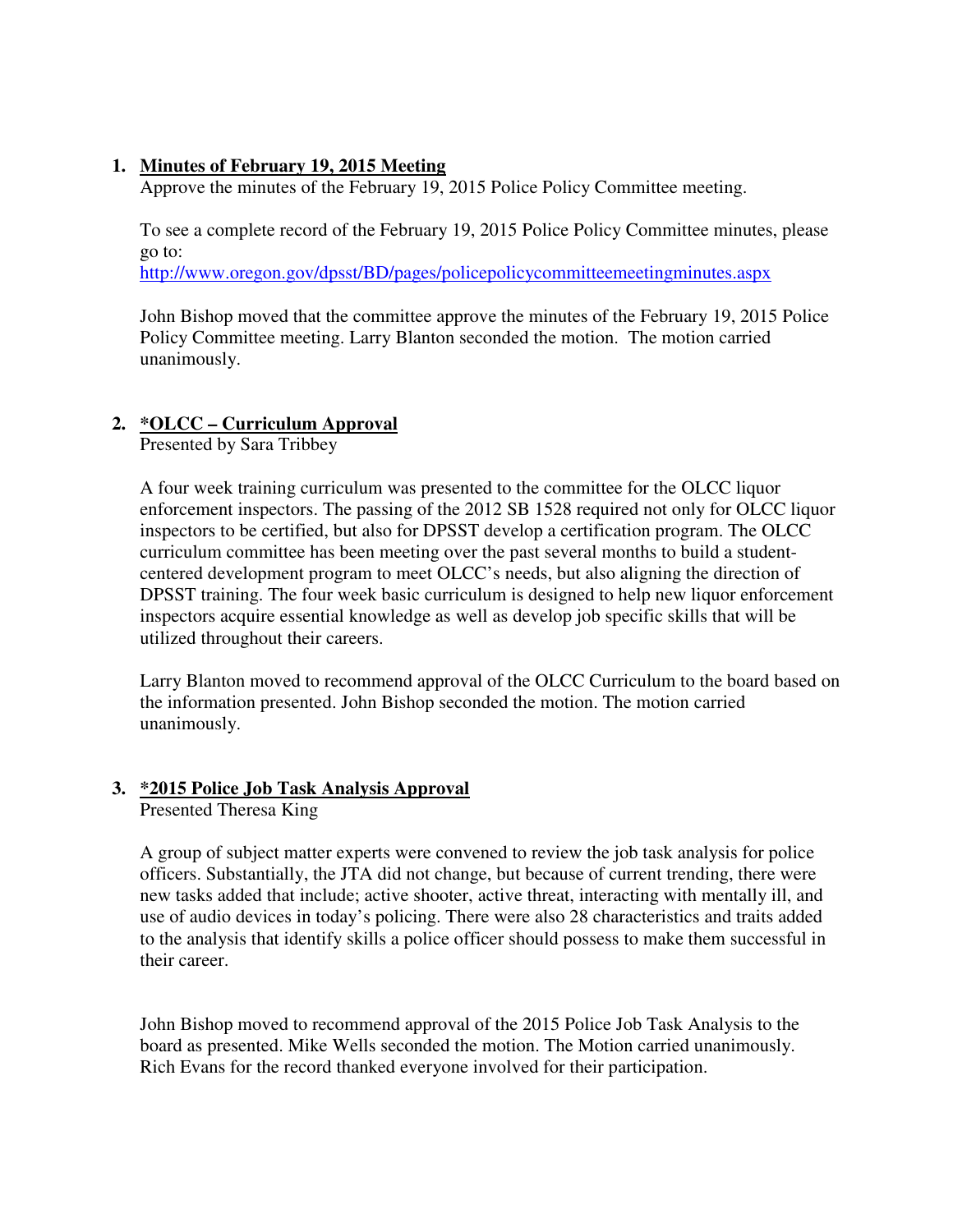1. **Minutes of February 19, 2015 Meeting**

   Approve the minutes of the February 19, 2015 Police Policy Committee meeting.

   To see a complete record of the February 19, 2015 Police Policy Committee minutes, please go to:
   http://www.oregon.gov/dpsst/BD/pages/policepolicycommitteemeetingminutes.aspx

   John Bishop moved that the committee approve the minutes of the February 19, 2015 Police Policy Committee meeting. Larry Blanton seconded the motion. The motion carried unanimously.

2. **\*OLCC – Curriculum Approval**

   Presented by Sara Tribbey

   A four week training curriculum was presented to the committee for the OLCC liquor enforcement inspectors. The passing of the 2012 SB 1528 required not only for OLCC liquor inspectors to be certified, but also for DPSST develop a certification program. The OLCC curriculum committee has been meeting over the past several months to build a student-centered development program to meet OLCC's needs, but also aligning the direction of DPSST training. The four week basic curriculum is designed to help new liquor enforcement inspectors acquire essential knowledge as well as develop job specific skills that will be utilized throughout their careers.

   Larry Blanton moved to recommend approval of the OLCC Curriculum to the board based on the information presented. John Bishop seconded the motion. The motion carried unanimously.

3. **\*2015 Police Job Task Analysis Approval**

   Presented Theresa King

   A group of subject matter experts were convened to review the job task analysis for police officers. Substantially, the JTA did not change, but because of current trending, there were new tasks added that include; active shooter, active threat, interacting with mentally ill, and use of audio devices in today's policing. There were also 28 characteristics and traits added to the analysis that identify skills a police officer should possess to make them successful in their career.

   John Bishop moved to recommend approval of the 2015 Police Job Task Analysis to the board as presented. Mike Wells seconded the motion. The Motion carried unanimously. Rich Evans for the record thanked everyone involved for their participation.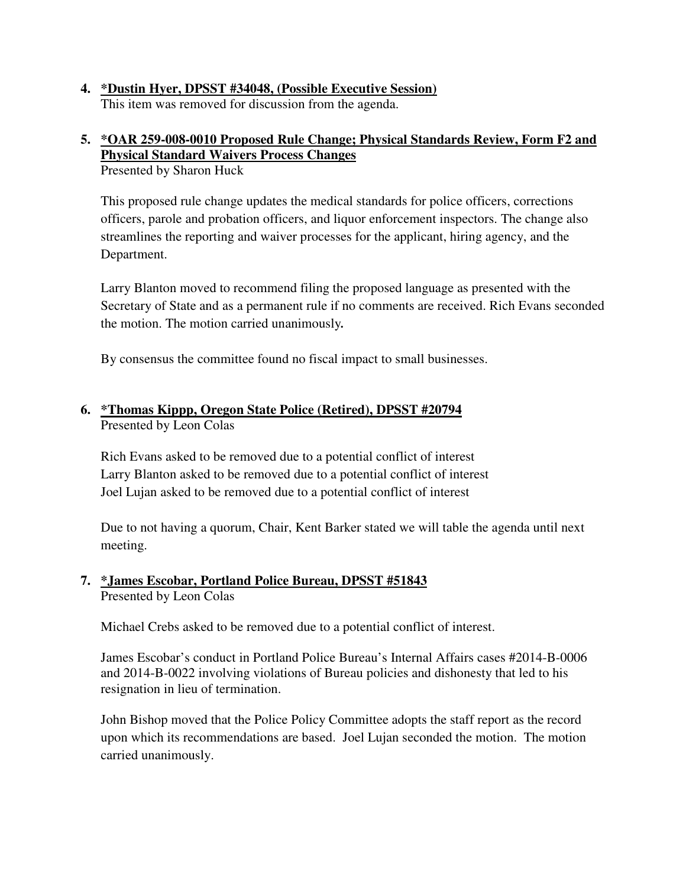4. **<u>*Dustin Hyer, DPSST #34048, (Possible Executive Session)</u>**
   This item was removed for discussion from the agenda.

5. **<u>*OAR 259-008-0010 Proposed Rule Change; Physical Standards Review, Form F2 and Physical Standard Waivers Process Changes</u>**
   Presented by Sharon Huck

   This proposed rule change updates the medical standards for police officers, corrections officers, parole and probation officers, and liquor enforcement inspectors. The change also streamlines the reporting and waiver processes for the applicant, hiring agency, and the Department.

   Larry Blanton moved to recommend filing the proposed language as presented with the Secretary of State and as a permanent rule if no comments are received. Rich Evans seconded the motion. The motion carried unanimously**.**

   By consensus the committee found no fiscal impact to small businesses.

6. **<u>*Thomas Kippp, Oregon State Police (Retired), DPSST #20794</u>**
   Presented by Leon Colas

   Rich Evans asked to be removed due to a potential conflict of interest
   Larry Blanton asked to be removed due to a potential conflict of interest
   Joel Lujan asked to be removed due to a potential conflict of interest

   Due to not having a quorum, Chair, Kent Barker stated we will table the agenda until next meeting.

7. **<u>*James Escobar, Portland Police Bureau, DPSST #51843</u>**
   Presented by Leon Colas

   Michael Crebs asked to be removed due to a potential conflict of interest.

   James Escobar's conduct in Portland Police Bureau's Internal Affairs cases #2014-B-0006 and 2014-B-0022 involving violations of Bureau policies and dishonesty that led to his resignation in lieu of termination.

   John Bishop moved that the Police Policy Committee adopts the staff report as the record upon which its recommendations are based. Joel Lujan seconded the motion. The motion carried unanimously.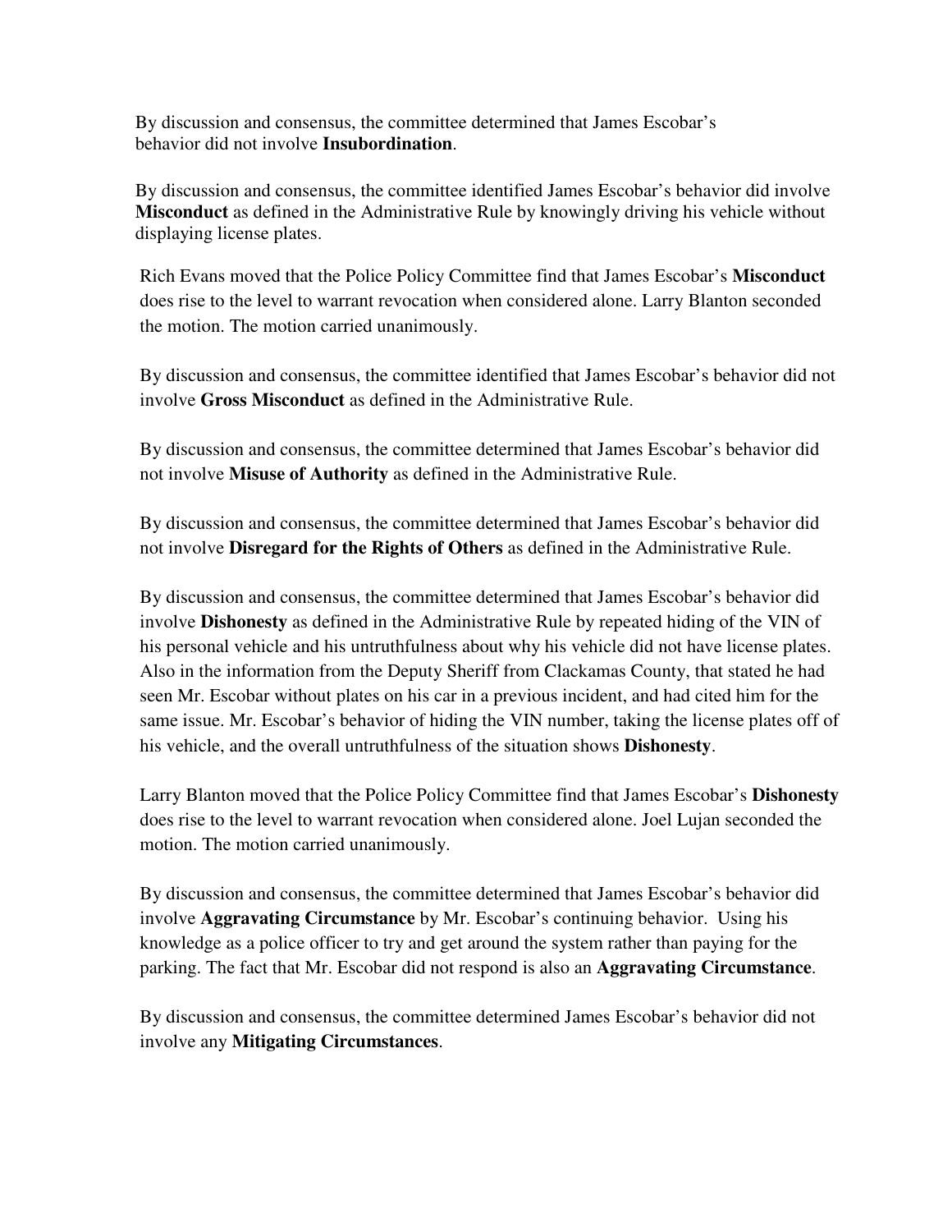By discussion and consensus, the committee determined that James Escobar's behavior did not involve **Insubordination**.

By discussion and consensus, the committee identified James Escobar's behavior did involve **Misconduct** as defined in the Administrative Rule by knowingly driving his vehicle without displaying license plates.

Rich Evans moved that the Police Policy Committee find that James Escobar's **Misconduct** does rise to the level to warrant revocation when considered alone. Larry Blanton seconded the motion. The motion carried unanimously.

By discussion and consensus, the committee identified that James Escobar's behavior did not involve **Gross Misconduct** as defined in the Administrative Rule.

By discussion and consensus, the committee determined that James Escobar's behavior did not involve **Misuse of Authority** as defined in the Administrative Rule.

By discussion and consensus, the committee determined that James Escobar's behavior did not involve **Disregard for the Rights of Others** as defined in the Administrative Rule.

By discussion and consensus, the committee determined that James Escobar's behavior did involve **Dishonesty** as defined in the Administrative Rule by repeated hiding of the VIN of his personal vehicle and his untruthfulness about why his vehicle did not have license plates. Also in the information from the Deputy Sheriff from Clackamas County, that stated he had seen Mr. Escobar without plates on his car in a previous incident, and had cited him for the same issue. Mr. Escobar's behavior of hiding the VIN number, taking the license plates off of his vehicle, and the overall untruthfulness of the situation shows **Dishonesty**.

Larry Blanton moved that the Police Policy Committee find that James Escobar's **Dishonesty** does rise to the level to warrant revocation when considered alone. Joel Lujan seconded the motion. The motion carried unanimously.

By discussion and consensus, the committee determined that James Escobar's behavior did involve **Aggravating Circumstance** by Mr. Escobar's continuing behavior. Using his knowledge as a police officer to try and get around the system rather than paying for the parking. The fact that Mr. Escobar did not respond is also an **Aggravating Circumstance**.

By discussion and consensus, the committee determined James Escobar's behavior did not involve any **Mitigating Circumstances**.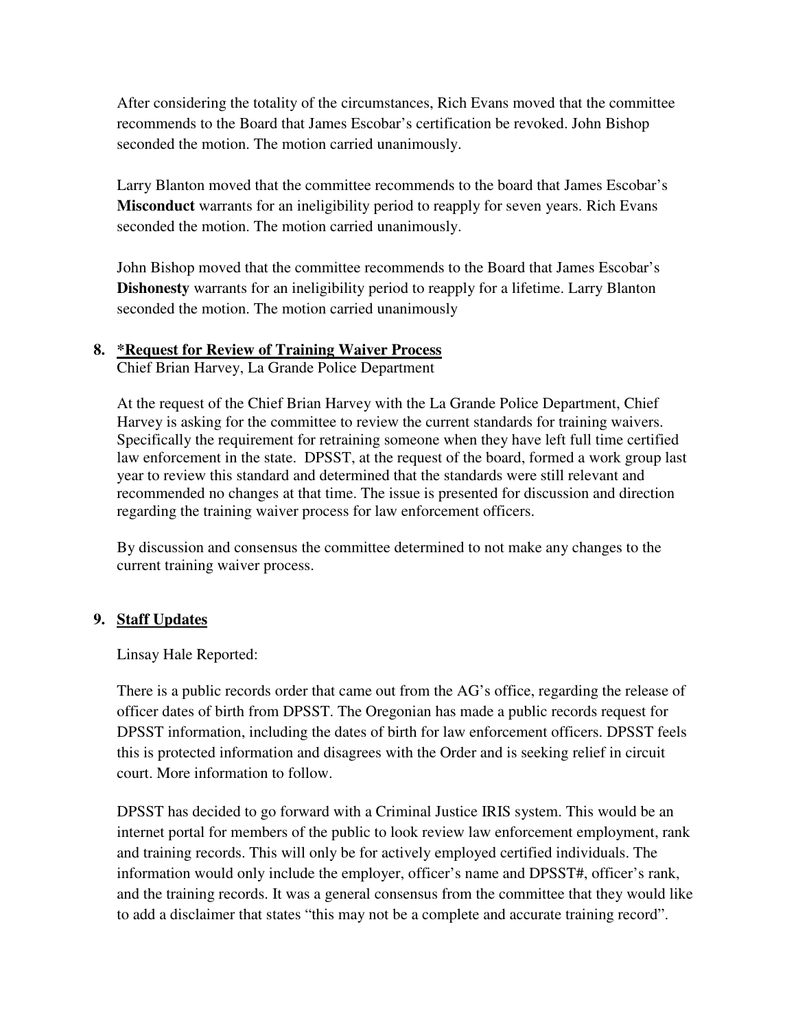After considering the totality of the circumstances, Rich Evans moved that the committee recommends to the Board that James Escobar's certification be revoked. John Bishop seconded the motion. The motion carried unanimously.

Larry Blanton moved that the committee recommends to the board that James Escobar's **Misconduct** warrants for an ineligibility period to reapply for seven years. Rich Evans seconded the motion. The motion carried unanimously.

John Bishop moved that the committee recommends to the Board that James Escobar's **Dishonesty** warrants for an ineligibility period to reapply for a lifetime. Larry Blanton seconded the motion. The motion carried unanimously

**8. <u>*Request for Review of Training Waiver Process</u>**

Chief Brian Harvey, La Grande Police Department

At the request of the Chief Brian Harvey with the La Grande Police Department, Chief Harvey is asking for the committee to review the current standards for training waivers. Specifically the requirement for retraining someone when they have left full time certified law enforcement in the state. DPSST, at the request of the board, formed a work group last year to review this standard and determined that the standards were still relevant and recommended no changes at that time. The issue is presented for discussion and direction regarding the training waiver process for law enforcement officers.

By discussion and consensus the committee determined to not make any changes to the current training waiver process.

**9. <u>Staff Updates</u>**

Linsay Hale Reported:

There is a public records order that came out from the AG's office, regarding the release of officer dates of birth from DPSST. The Oregonian has made a public records request for DPSST information, including the dates of birth for law enforcement officers. DPSST feels this is protected information and disagrees with the Order and is seeking relief in circuit court. More information to follow.

DPSST has decided to go forward with a Criminal Justice IRIS system. This would be an internet portal for members of the public to look review law enforcement employment, rank and training records. This will only be for actively employed certified individuals. The information would only include the employer, officer's name and DPSST#, officer's rank, and the training records. It was a general consensus from the committee that they would like to add a disclaimer that states "this may not be a complete and accurate training record".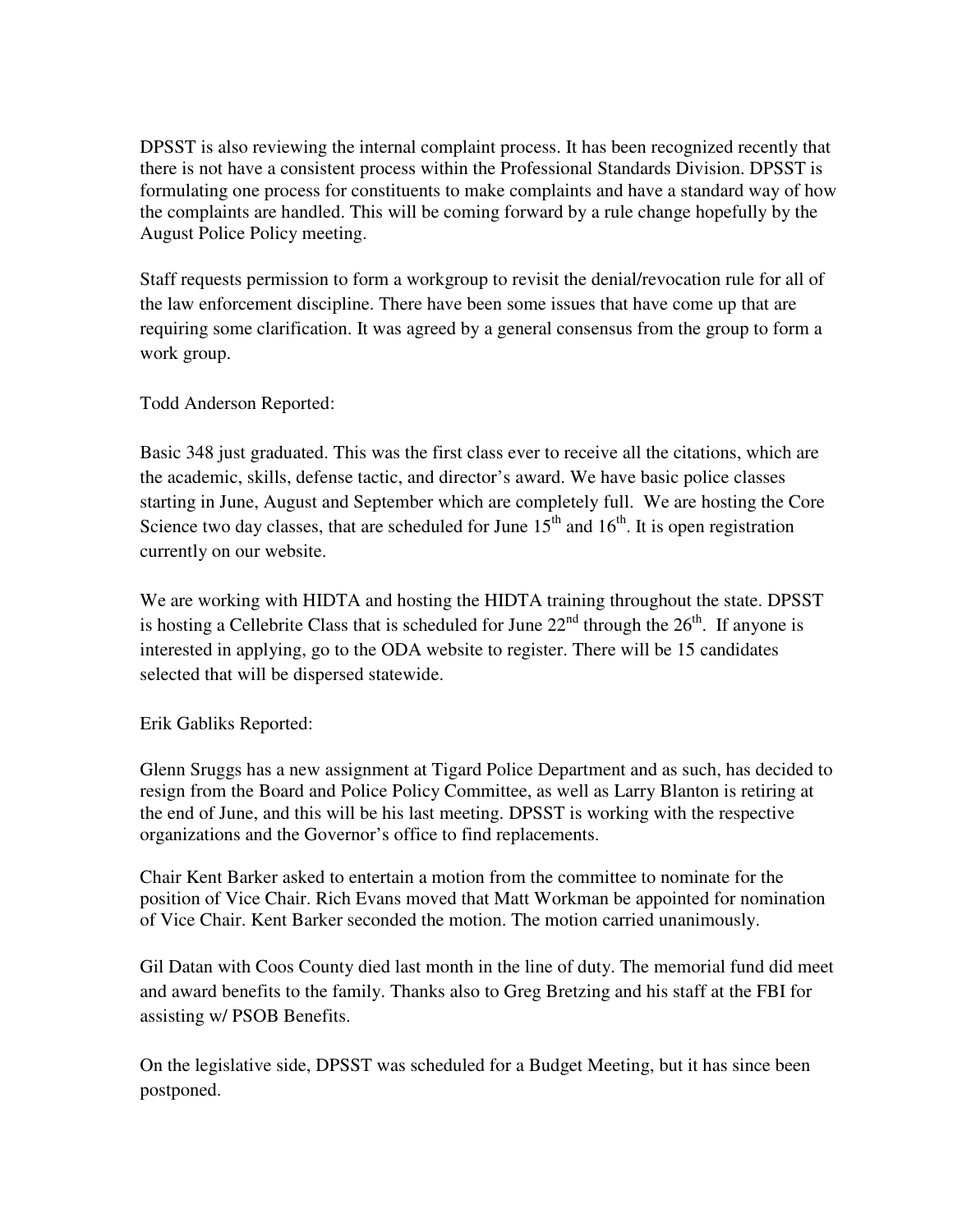DPSST is also reviewing the internal complaint process. It has been recognized recently that there is not have a consistent process within the Professional Standards Division. DPSST is formulating one process for constituents to make complaints and have a standard way of how the complaints are handled. This will be coming forward by a rule change hopefully by the August Police Policy meeting.

Staff requests permission to form a workgroup to revisit the denial/revocation rule for all of the law enforcement discipline. There have been some issues that have come up that are requiring some clarification. It was agreed by a general consensus from the group to form a work group.

Todd Anderson Reported:

Basic 348 just graduated. This was the first class ever to receive all the citations, which are the academic, skills, defense tactic, and director's award. We have basic police classes starting in June, August and September which are completely full. We are hosting the Core Science two day classes, that are scheduled for June 15th and 16th. It is open registration currently on our website.

We are working with HIDTA and hosting the HIDTA training throughout the state. DPSST is hosting a Cellebrite Class that is scheduled for June 22nd through the 26th. If anyone is interested in applying, go to the ODA website to register. There will be 15 candidates selected that will be dispersed statewide.

Erik Gabliks Reported:

Glenn Sruggs has a new assignment at Tigard Police Department and as such, has decided to resign from the Board and Police Policy Committee, as well as Larry Blanton is retiring at the end of June, and this will be his last meeting. DPSST is working with the respective organizations and the Governor's office to find replacements.

Chair Kent Barker asked to entertain a motion from the committee to nominate for the position of Vice Chair. Rich Evans moved that Matt Workman be appointed for nomination of Vice Chair. Kent Barker seconded the motion. The motion carried unanimously.

Gil Datan with Coos County died last month in the line of duty. The memorial fund did meet and award benefits to the family. Thanks also to Greg Bretzing and his staff at the FBI for assisting w/ PSOB Benefits.

On the legislative side, DPSST was scheduled for a Budget Meeting, but it has since been postponed.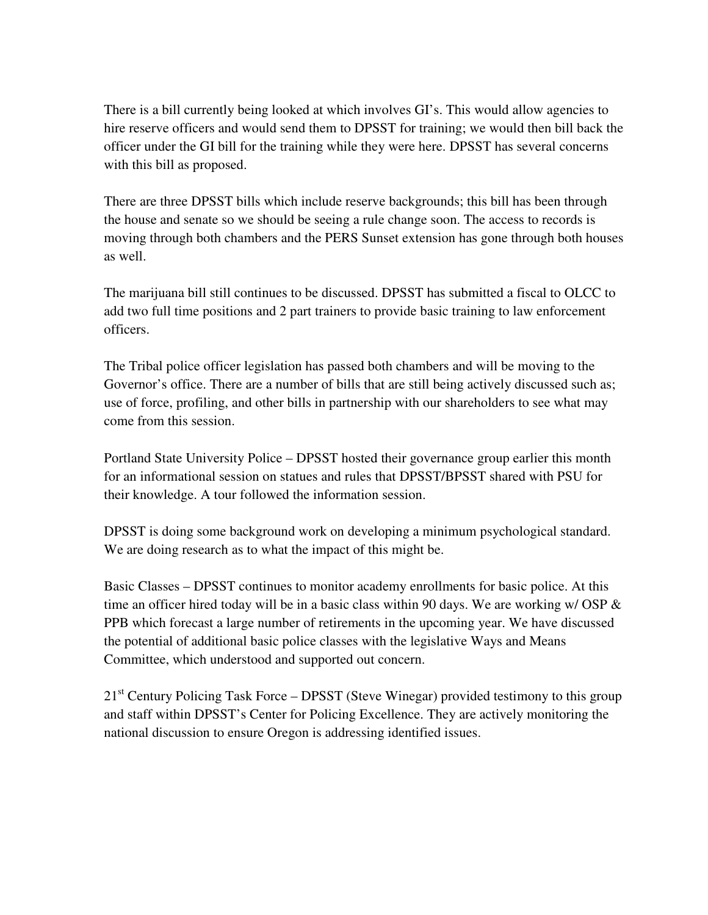There is a bill currently being looked at which involves GI's. This would allow agencies to hire reserve officers and would send them to DPSST for training; we would then bill back the officer under the GI bill for the training while they were here. DPSST has several concerns with this bill as proposed.

There are three DPSST bills which include reserve backgrounds; this bill has been through the house and senate so we should be seeing a rule change soon. The access to records is moving through both chambers and the PERS Sunset extension has gone through both houses as well.

The marijuana bill still continues to be discussed. DPSST has submitted a fiscal to OLCC to add two full time positions and 2 part trainers to provide basic training to law enforcement officers.

The Tribal police officer legislation has passed both chambers and will be moving to the Governor's office. There are a number of bills that are still being actively discussed such as; use of force, profiling, and other bills in partnership with our shareholders to see what may come from this session.

Portland State University Police – DPSST hosted their governance group earlier this month for an informational session on statues and rules that DPSST/BPSST shared with PSU for their knowledge. A tour followed the information session.

DPSST is doing some background work on developing a minimum psychological standard. We are doing research as to what the impact of this might be.

Basic Classes – DPSST continues to monitor academy enrollments for basic police. At this time an officer hired today will be in a basic class within 90 days. We are working w/ OSP & PPB which forecast a large number of retirements in the upcoming year. We have discussed the potential of additional basic police classes with the legislative Ways and Means Committee, which understood and supported out concern.

21st Century Policing Task Force – DPSST (Steve Winegar) provided testimony to this group and staff within DPSST's Center for Policing Excellence. They are actively monitoring the national discussion to ensure Oregon is addressing identified issues.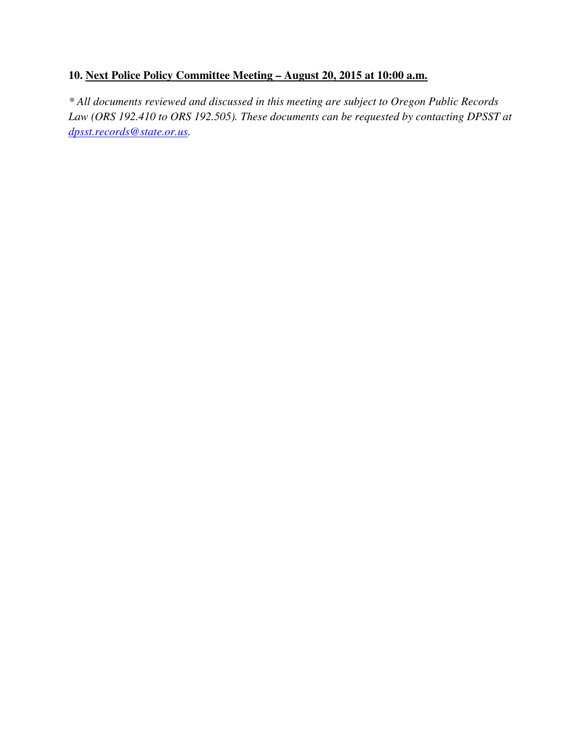**10. Next Police Policy Committee Meeting – August 20, 2015 at 10:00 a.m.**

*\* All documents reviewed and discussed in this meeting are subject to Oregon Public Records Law (ORS 192.410 to ORS 192.505). These documents can be requested by contacting DPSST at dpsst.records@state.or.us.*